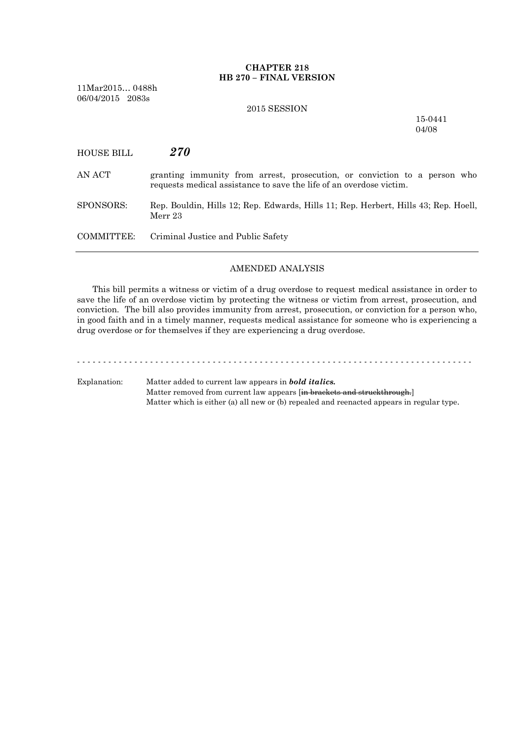**CHAPTER 218**
**HB 270 – FINAL VERSION**

11Mar2015… 0488h
06/04/2015 2083s

2015 SESSION

15-0441
04/08

HOUSE BILL ***270***

AN ACT granting immunity from arrest, prosecution, or conviction to a person who requests medical assistance to save the life of an overdose victim.

SPONSORS: Rep. Bouldin, Hills 12; Rep. Edwards, Hills 11; Rep. Herbert, Hills 43; Rep. Hoell, Merr 23

COMMITTEE: Criminal Justice and Public Safety

---

AMENDED ANALYSIS

This bill permits a witness or victim of a drug overdose to request medical assistance in order to save the life of an overdose victim by protecting the witness or victim from arrest, prosecution, and conviction. The bill also provides immunity from arrest, prosecution, or conviction for a person who, in good faith and in a timely manner, requests medical assistance for someone who is experiencing a drug overdose or for themselves if they are experiencing a drug overdose.

- - - - - - - - - - - - - - - - - - - - - - - - - - - - - - - - - - - - - - - - - - - - - - - - - - - - - - - - - - - - - - - - - - - - - - - - - - - -

Explanation: Matter added to current law appears in ***bold italics.***
Matter removed from current law appears [~~in brackets and struckthrough.~~]
Matter which is either (a) all new or (b) repealed and reenacted appears in regular type.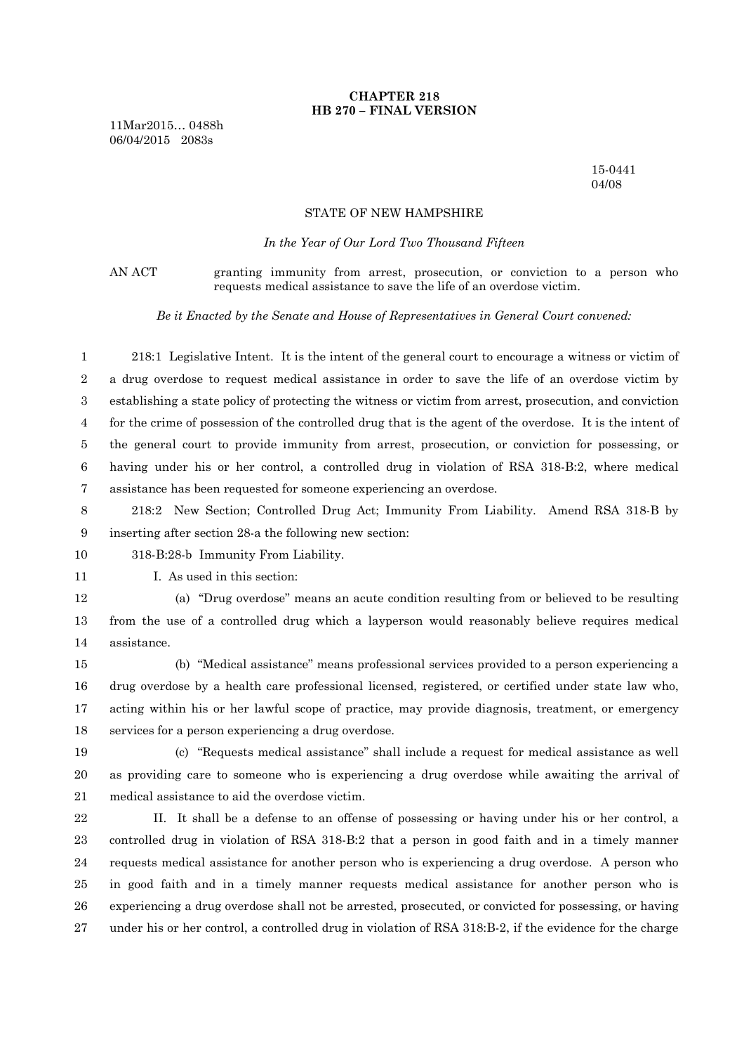**CHAPTER 218**
**HB 270 – FINAL VERSION**

11Mar2015... 0488h
06/04/2015 2083s

15-0441
04/08

STATE OF NEW HAMPSHIRE

*In the Year of Our Lord Two Thousand Fifteen*

AN ACT granting immunity from arrest, prosecution, or conviction to a person who requests medical assistance to save the life of an overdose victim.

*Be it Enacted by the Senate and House of Representatives in General Court convened:*

218:1 Legislative Intent. It is the intent of the general court to encourage a witness or victim of a drug overdose to request medical assistance in order to save the life of an overdose victim by establishing a state policy of protecting the witness or victim from arrest, prosecution, and conviction for the crime of possession of the controlled drug that is the agent of the overdose. It is the intent of the general court to provide immunity from arrest, prosecution, or conviction for possessing, or having under his or her control, a controlled drug in violation of RSA 318-B:2, where medical assistance has been requested for someone experiencing an overdose.

218:2 New Section; Controlled Drug Act; Immunity From Liability. Amend RSA 318-B by inserting after section 28-a the following new section:

318-B:28-b Immunity From Liability.

I. As used in this section:

(a) "Drug overdose" means an acute condition resulting from or believed to be resulting from the use of a controlled drug which a layperson would reasonably believe requires medical assistance.

(b) "Medical assistance" means professional services provided to a person experiencing a drug overdose by a health care professional licensed, registered, or certified under state law who, acting within his or her lawful scope of practice, may provide diagnosis, treatment, or emergency services for a person experiencing a drug overdose.

(c) "Requests medical assistance" shall include a request for medical assistance as well as providing care to someone who is experiencing a drug overdose while awaiting the arrival of medical assistance to aid the overdose victim.

II. It shall be a defense to an offense of possessing or having under his or her control, a controlled drug in violation of RSA 318-B:2 that a person in good faith and in a timely manner requests medical assistance for another person who is experiencing a drug overdose. A person who in good faith and in a timely manner requests medical assistance for another person who is experiencing a drug overdose shall not be arrested, prosecuted, or convicted for possessing, or having under his or her control, a controlled drug in violation of RSA 318:B-2, if the evidence for the charge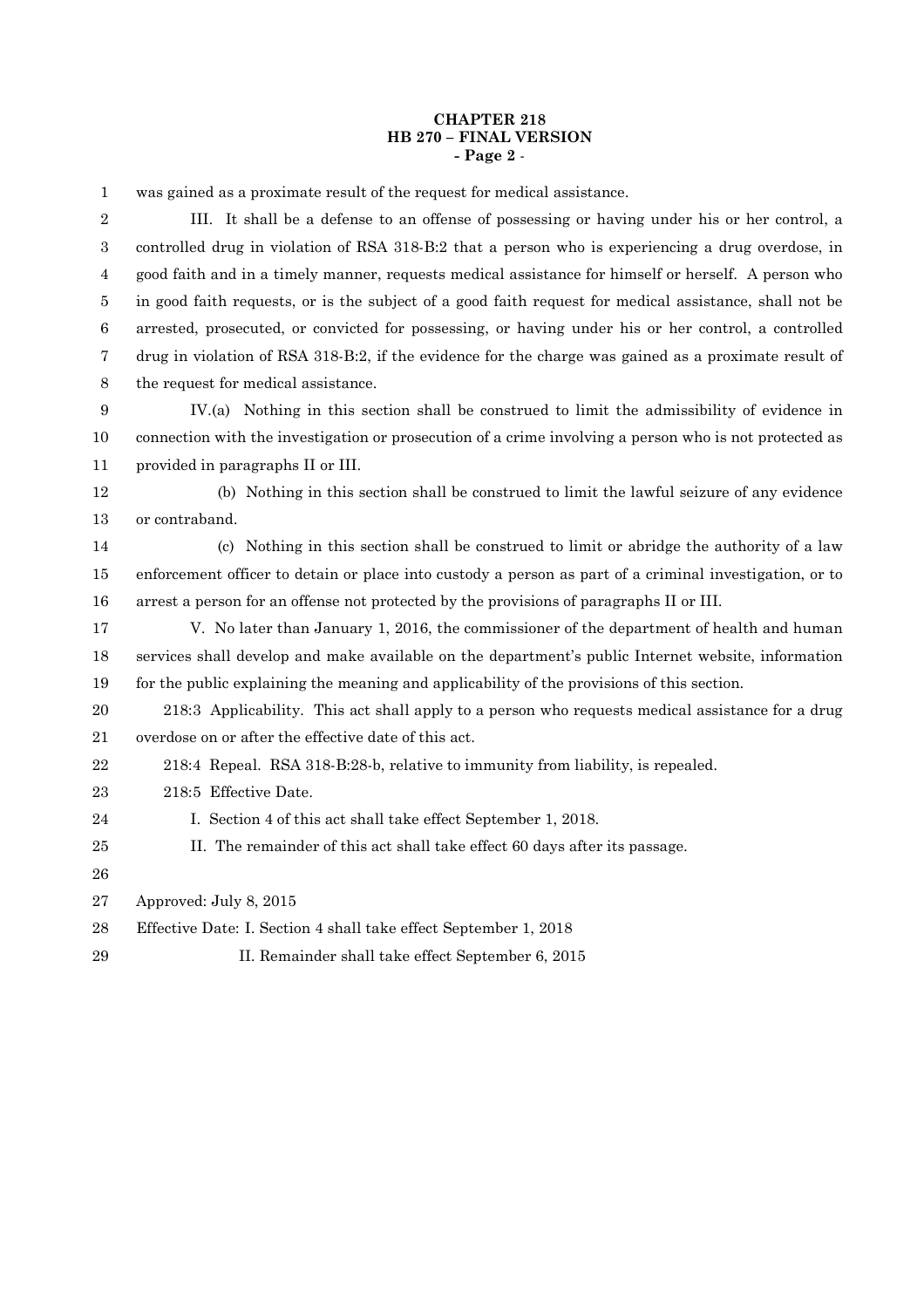was gained as a proximate result of the request for medical assistance.

III. It shall be a defense to an offense of possessing or having under his or her control, a controlled drug in violation of RSA 318-B:2 that a person who is experiencing a drug overdose, in good faith and in a timely manner, requests medical assistance for himself or herself. A person who in good faith requests, or is the subject of a good faith request for medical assistance, shall not be arrested, prosecuted, or convicted for possessing, or having under his or her control, a controlled drug in violation of RSA 318-B:2, if the evidence for the charge was gained as a proximate result of the request for medical assistance.

IV.(a) Nothing in this section shall be construed to limit the admissibility of evidence in connection with the investigation or prosecution of a crime involving a person who is not protected as provided in paragraphs II or III.

(b) Nothing in this section shall be construed to limit the lawful seizure of any evidence or contraband.

(c) Nothing in this section shall be construed to limit or abridge the authority of a law enforcement officer to detain or place into custody a person as part of a criminal investigation, or to arrest a person for an offense not protected by the provisions of paragraphs II or III.

V. No later than January 1, 2016, the commissioner of the department of health and human services shall develop and make available on the department's public Internet website, information for the public explaining the meaning and applicability of the provisions of this section.

218:3 Applicability. This act shall apply to a person who requests medical assistance for a drug overdose on or after the effective date of this act.

218:4 Repeal. RSA 318-B:28-b, relative to immunity from liability, is repealed.

218:5 Effective Date.

I. Section 4 of this act shall take effect September 1, 2018.

II. The remainder of this act shall take effect 60 days after its passage.

Approved: July 8, 2015

Effective Date: I. Section 4 shall take effect September 1, 2018

II. Remainder shall take effect September 6, 2015